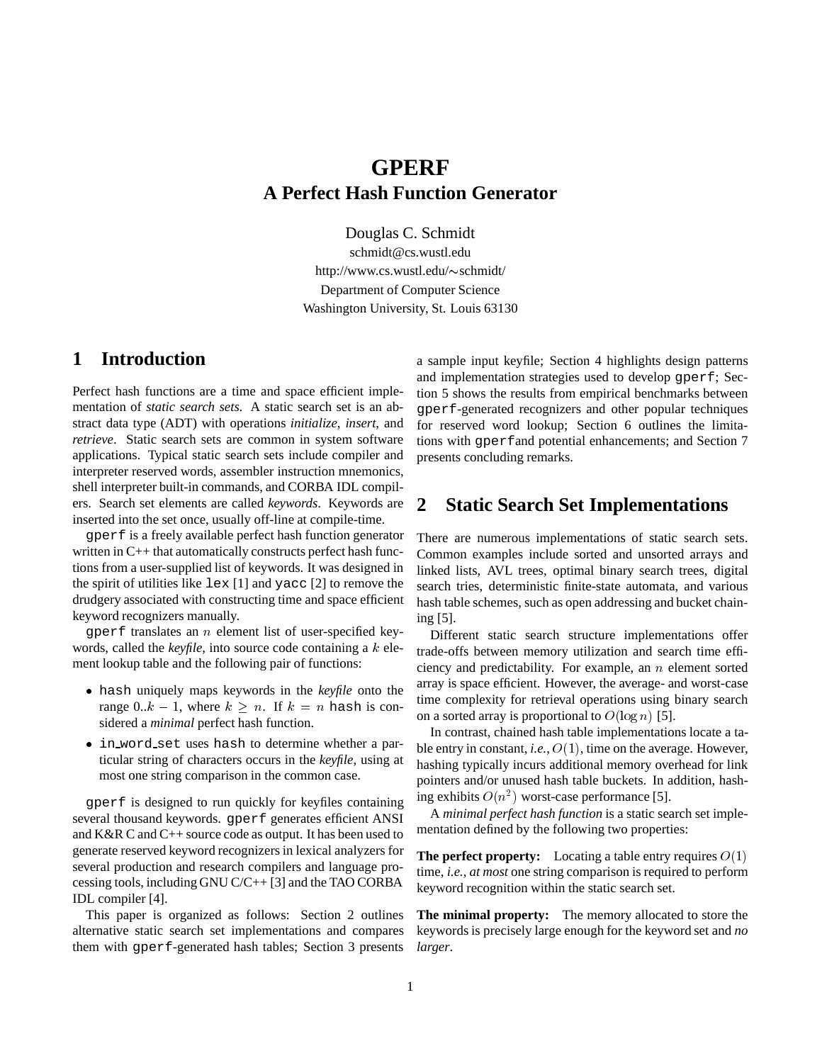# GPERF
## A Perfect Hash Function Generator

Douglas C. Schmidt
schmidt@cs.wustl.edu
http://www.cs.wustl.edu/∼schmidt/
Department of Computer Science
Washington University, St. Louis 63130

## 1 Introduction

Perfect hash functions are a time and space efficient implementation of *static search sets*. A static search set is an abstract data type (ADT) with operations *initialize*, *insert*, and *retrieve*. Static search sets are common in system software applications. Typical static search sets include compiler and interpreter reserved words, assembler instruction mnemonics, shell interpreter built-in commands, and CORBA IDL compilers. Search set elements are called *keywords*. Keywords are inserted into the set once, usually off-line at compile-time.

`gperf` is a freely available perfect hash function generator written in C++ that automatically constructs perfect hash functions from a user-supplied list of keywords. It was designed in the spirit of utilities like `lex` [1] and `yacc` [2] to remove the drudgery associated with constructing time and space efficient keyword recognizers manually.

`gperf` translates an $n$ element list of user-specified keywords, called the *keyfile*, into source code containing a $k$ element lookup table and the following pair of functions:

- `hash` uniquely maps keywords in the *keyfile* onto the range $0..k-1$, where $k \geq n$. If $k = n$ `hash` is considered a *minimal* perfect hash function.
- `in_word_set` uses `hash` to determine whether a particular string of characters occurs in the *keyfile*, using at most one string comparison in the common case.

`gperf` is designed to run quickly for keyfiles containing several thousand keywords. `gperf` generates efficient ANSI and K&R C and C++ source code as output. It has been used to generate reserved keyword recognizers in lexical analyzers for several production and research compilers and language processing tools, including GNU C/C++ [3] and the TAO CORBA IDL compiler [4].

This paper is organized as follows: Section 2 outlines alternative static search set implementations and compares them with `gperf`-generated hash tables; Section 3 presents a sample input keyfile; Section 4 highlights design patterns and implementation strategies used to develop `gperf`; Section 5 shows the results from empirical benchmarks between `gperf`-generated recognizers and other popular techniques for reserved word lookup; Section 6 outlines the limitations with `gperf`and potential enhancements; and Section 7 presents concluding remarks.

## 2 Static Search Set Implementations

There are numerous implementations of static search sets. Common examples include sorted and unsorted arrays and linked lists, AVL trees, optimal binary search trees, digital search tries, deterministic finite-state automata, and various hash table schemes, such as open addressing and bucket chaining [5].

Different static search structure implementations offer trade-offs between memory utilization and search time efficiency and predictability. For example, an $n$ element sorted array is space efficient. However, the average- and worst-case time complexity for retrieval operations using binary search on a sorted array is proportional to $O(\log n)$ [5].

In contrast, chained hash table implementations locate a table entry in constant, *i.e.*, $O(1)$, time on the average. However, hashing typically incurs additional memory overhead for link pointers and/or unused hash table buckets. In addition, hashing exhibits $O(n^2)$ worst-case performance [5].

A *minimal perfect hash function* is a static search set implementation defined by the following two properties:

**The perfect property:** Locating a table entry requires $O(1)$ time, *i.e.*, *at most* one string comparison is required to perform keyword recognition within the static search set.

**The minimal property:** The memory allocated to store the keywords is precisely large enough for the keyword set and *no larger*.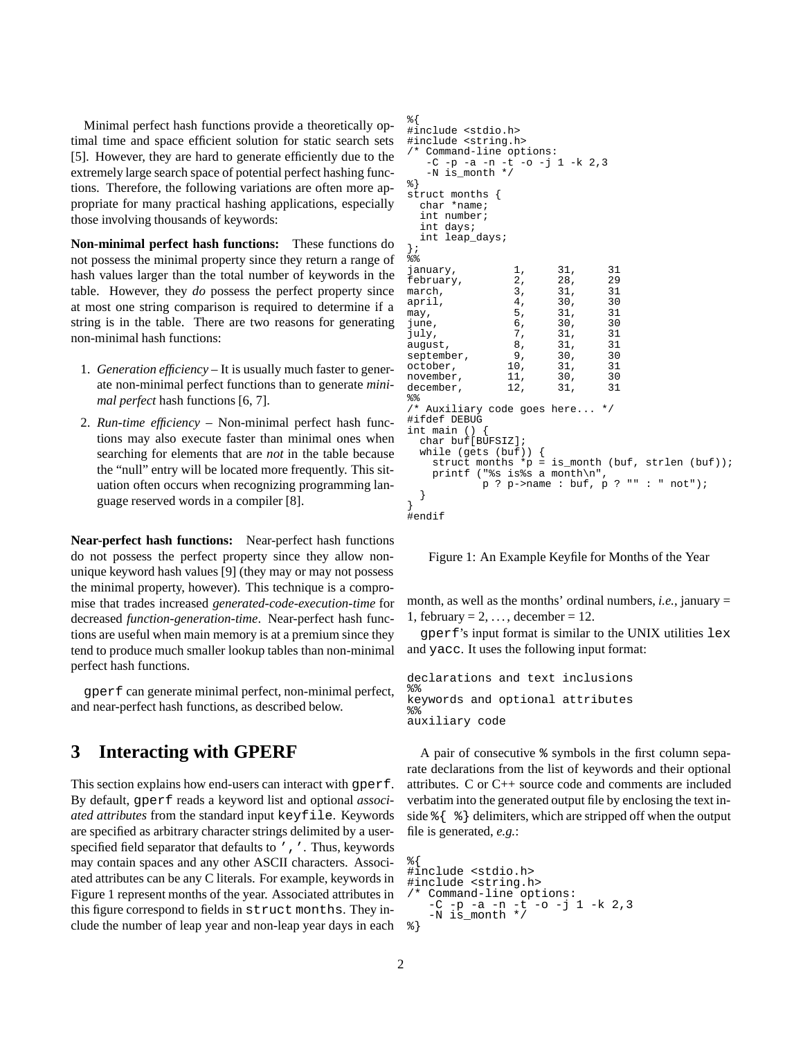Minimal perfect hash functions provide a theoretically optimal time and space efficient solution for static search sets [5]. However, they are hard to generate efficiently due to the extremely large search space of potential perfect hashing functions. Therefore, the following variations are often more appropriate for many practical hashing applications, especially those involving thousands of keywords:

**Non-minimal perfect hash functions:** These functions do not possess the minimal property since they return a range of hash values larger than the total number of keywords in the table. However, they *do* possess the perfect property since at most one string comparison is required to determine if a string is in the table. There are two reasons for generating non-minimal hash functions:

1. *Generation efficiency* – It is usually much faster to generate non-minimal perfect functions than to generate *minimal perfect* hash functions [6, 7].
2. *Run-time efficiency* – Non-minimal perfect hash functions may also execute faster than minimal ones when searching for elements that are *not* in the table because the "null" entry will be located more frequently. This situation often occurs when recognizing programming language reserved words in a compiler [8].

**Near-perfect hash functions:** Near-perfect hash functions do not possess the perfect property since they allow non-unique keyword hash values [9] (they may or may not possess the minimal property, however). This technique is a compromise that trades increased *generated-code-execution-time* for decreased *function-generation-time*. Near-perfect hash functions are useful when main memory is at a premium since they tend to produce much smaller lookup tables than non-minimal perfect hash functions.

gperf can generate minimal perfect, non-minimal perfect, and near-perfect hash functions, as described below.

# 3 Interacting with GPERF

This section explains how end-users can interact with gperf. By default, gperf reads a keyword list and optional *associated attributes* from the standard input keyfile. Keywords are specified as arbitrary character strings delimited by a user-specified field separator that defaults to ','. Thus, keywords may contain spaces and any other ASCII characters. Associated attributes can be any C literals. For example, keywords in Figure 1 represent months of the year. Associated attributes in this figure correspond to fields in struct months. They include the number of leap year and non-leap year days in each month, as well as the months' ordinal numbers, *i.e.*, january = 1, february = 2, ..., december = 12.

```
%{
#include <stdio.h>
#include <string.h>
/* Command-line options:
   -C -p -a -n -t -o -j 1 -k 2,3
   -N is_month */
%}
struct months {
  char *name;
  int number;
  int days;
  int leap_days;
};
%%
january,         1,     31,     31
february,        2,     28,     29
march,           3,     31,     31
april,           4,     30,     30
may,             5,     31,     31
june,            6,     30,     30
july,            7,     31,     31
august,          8,     31,     31
september,       9,     30,     30
october,        10,     31,     31
november,       11,     30,     30
december,       12,     31,     31
%%
/* Auxiliary code goes here... */
#ifdef DEBUG
int main () {
  char buf[BUFSIZ];
  while (gets (buf)) {
    struct months *p = is_month (buf, strlen (buf));
    printf ("%s is%s a month\n",
            p ? p->name : buf, p ? "" : " not");
  }
}
#endif
```

Figure 1: An Example Keyfile for Months of the Year

gperf's input format is similar to the UNIX utilities lex and yacc. It uses the following input format:

```
declarations and text inclusions
%%
keywords and optional attributes
%%
auxiliary code
```

A pair of consecutive % symbols in the first column separate declarations from the list of keywords and their optional attributes. C or C++ source code and comments are included verbatim into the generated output file by enclosing the text inside %{ %} delimiters, which are stripped off when the output file is generated, *e.g.*:

```
%{
#include <stdio.h>
#include <string.h>
/* Command-line options:
   -C -p -a -n -t -o -j 1 -k 2,3
   -N is_month */
%}
```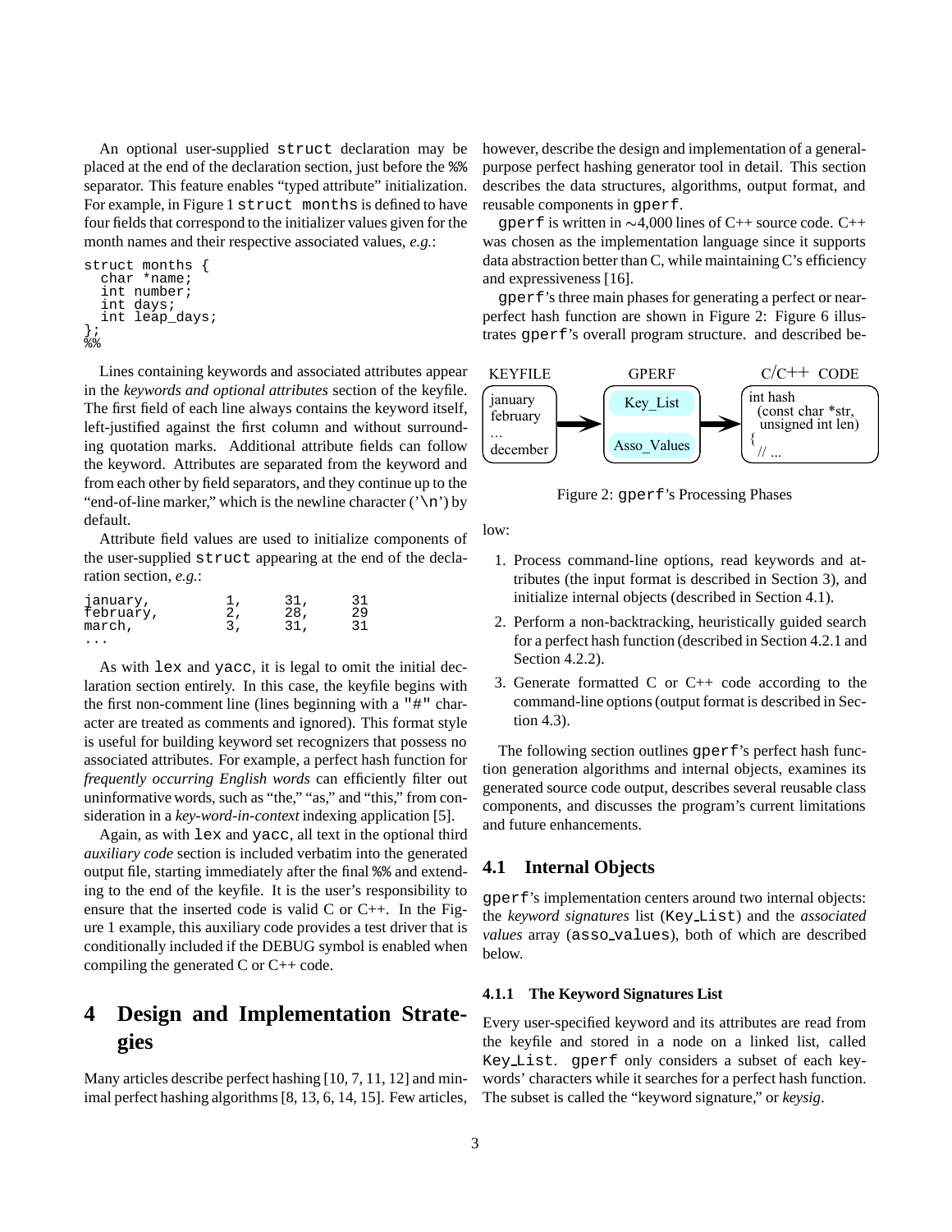An optional user-supplied `struct` declaration may be placed at the end of the declaration section, just before the `%%` separator. This feature enables "typed attribute" initialization. For example, in Figure 1 `struct months` is defined to have four fields that correspond to the initializer values given for the month names and their respective associated values, *e.g.*:

```
struct months {
  char *name;
  int number;
  int days;
  int leap_days;
};
%%
```

Lines containing keywords and associated attributes appear in the *keywords and optional attributes* section of the keyfile. The first field of each line always contains the keyword itself, left-justified against the first column and without surrounding quotation marks. Additional attribute fields can follow the keyword. Attributes are separated from the keyword and from each other by field separators, and they continue up to the "end-of-line marker," which is the newline character ('`\n`') by default.

Attribute field values are used to initialize components of the user-supplied `struct` appearing at the end of the declaration section, *e.g.*:

```
january,        1,    31,    31
february,       2,    28,    29
march,          3,    31,    31
...
```

As with `lex` and `yacc`, it is legal to omit the initial declaration section entirely. In this case, the keyfile begins with the first non-comment line (lines beginning with a `"#"` character are treated as comments and ignored). This format style is useful for building keyword set recognizers that possess no associated attributes. For example, a perfect hash function for *frequently occurring English words* can efficiently filter out uninformative words, such as "the," "as," and "this," from consideration in a *key-word-in-context* indexing application [5].

Again, as with `lex` and `yacc`, all text in the optional third *auxiliary code* section is included verbatim into the generated output file, starting immediately after the final `%%` and extending to the end of the keyfile. It is the user's responsibility to ensure that the inserted code is valid C or C++. In the Figure 1 example, this auxiliary code provides a test driver that is conditionally included if the DEBUG symbol is enabled when compiling the generated C or C++ code.

# 4 Design and Implementation Strategies

Many articles describe perfect hashing [10, 7, 11, 12] and minimal perfect hashing algorithms [8, 13, 6, 14, 15]. Few articles, however, describe the design and implementation of a general-purpose perfect hashing generator tool in detail. This section describes the data structures, algorithms, output format, and reusable components in `gperf`.

`gperf` is written in ~4,000 lines of C++ source code. C++ was chosen as the implementation language since it supports data abstraction better than C, while maintaining C's efficiency and expressiveness [16].

`gperf`'s three main phases for generating a perfect or near-perfect hash function are shown in Figure 2: Figure 6 illustrates `gperf`'s overall program structure. and described below:

KEYFILE: january, february, ..., december → GPERF: Key_List, Asso_Values → C/C++ CODE: int hash (const char *str, unsigned int len) { // ...

Figure 2: `gperf`'s Processing Phases

1. Process command-line options, read keywords and attributes (the input format is described in Section 3), and initialize internal objects (described in Section 4.1).
2. Perform a non-backtracking, heuristically guided search for a perfect hash function (described in Section 4.2.1 and Section 4.2.2).
3. Generate formatted C or C++ code according to the command-line options (output format is described in Section 4.3).

The following section outlines `gperf`'s perfect hash function generation algorithms and internal objects, examines its generated source code output, describes several reusable class components, and discusses the program's current limitations and future enhancements.

## 4.1 Internal Objects

`gperf`'s implementation centers around two internal objects: the *keyword signatures* list (`Key_List`) and the *associated values* array (`asso_values`), both of which are described below.

### 4.1.1 The Keyword Signatures List

Every user-specified keyword and its attributes are read from the keyfile and stored in a node on a linked list, called `Key_List`. `gperf` only considers a subset of each keywords' characters while it searches for a perfect hash function. The subset is called the "keyword signature," or *keysig*.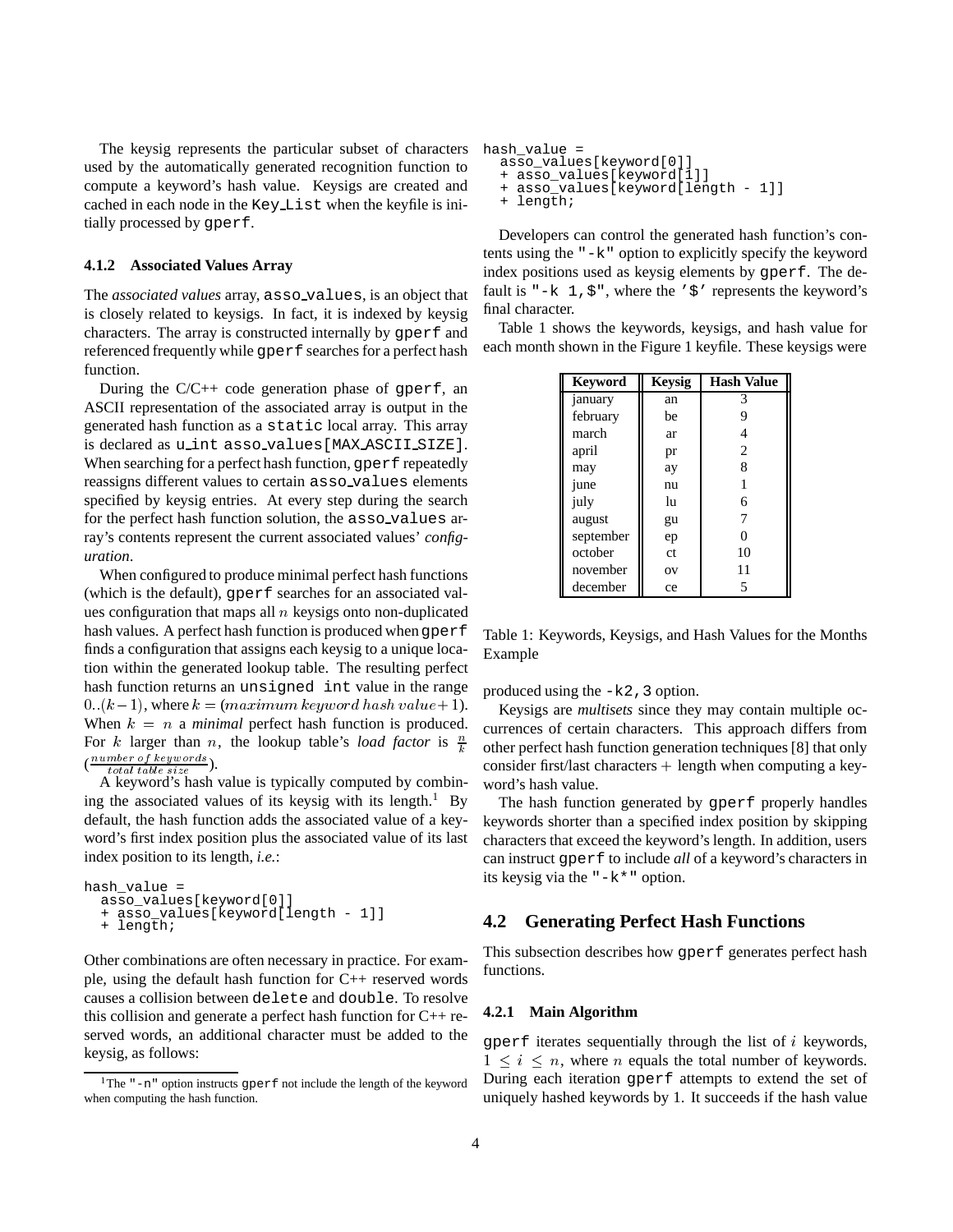The keysig represents the particular subset of characters used by the automatically generated recognition function to compute a keyword's hash value. Keysigs are created and cached in each node in the `Key_List` when the keyfile is initially processed by `gperf`.

#### 4.1.2 Associated Values Array

The *associated values* array, `asso_values`, is an object that is closely related to keysigs. In fact, it is indexed by keysig characters. The array is constructed internally by `gperf` and referenced frequently while `gperf` searches for a perfect hash function.

During the C/C++ code generation phase of `gperf`, an ASCII representation of the associated array is output in the generated hash function as a `static` local array. This array is declared as `u_int asso_values[MAX_ASCII_SIZE]`. When searching for a perfect hash function, `gperf` repeatedly reassigns different values to certain `asso_values` elements specified by keysig entries. At every step during the search for the perfect hash function solution, the `asso_values` array's contents represent the current associated values' *configuration*.

When configured to produce minimal perfect hash functions (which is the default), `gperf` searches for an associated values configuration that maps all $n$ keysigs onto non-duplicated hash values. A perfect hash function is produced when `gperf` finds a configuration that assigns each keysig to a unique location within the generated lookup table. The resulting perfect hash function returns an `unsigned int` value in the range $0..(k-1)$, where $k = (maximum\ keyword\ hash\ value + 1)$. When $k = n$ a *minimal* perfect hash function is produced. For $k$ larger than $n$, the lookup table's *load factor* is $\frac{n}{k}$ ($\frac{number\ of\ keywords}{total\ table\ size}$).

A keyword's hash value is typically computed by combining the associated values of its keysig with its length.[1] By default, the hash function adds the associated value of a keyword's first index position plus the associated value of its last index position to its length, *i.e.*:

```
hash_value =
  asso_values[keyword[0]]
  + asso_values[keyword[length - 1]]
  + length;
```

Other combinations are often necessary in practice. For example, using the default hash function for C++ reserved words causes a collision between `delete` and `double`. To resolve this collision and generate a perfect hash function for C++ reserved words, an additional character must be added to the keysig, as follows:

```
hash_value =
  asso_values[keyword[0]]
  + asso_values[keyword[1]]
  + asso_values[keyword[length - 1]]
  + length;
```

Developers can control the generated hash function's contents using the `"-k"` option to explicitly specify the keyword index positions used as keysig elements by `gperf`. The default is `"-k 1,$"`, where the `'$'` represents the keyword's final character.

Table 1 shows the keywords, keysigs, and hash value for each month shown in the Figure 1 keyfile. These keysigs were produced using the `-k2,3` option.

| Keyword | Keysig | Hash Value |
|---|---|---|
| january | an | 3 |
| february | be | 9 |
| march | ar | 4 |
| april | pr | 2 |
| may | ay | 8 |
| june | nu | 1 |
| july | lu | 6 |
| august | gu | 7 |
| september | ep | 0 |
| october | ct | 10 |
| november | ov | 11 |
| december | ce | 5 |

Table 1: Keywords, Keysigs, and Hash Values for the Months Example

Keysigs are *multisets* since they may contain multiple occurrences of certain characters. This approach differs from other perfect hash function generation techniques [8] that only consider first/last characters + length when computing a keyword's hash value.

The hash function generated by `gperf` properly handles keywords shorter than a specified index position by skipping characters that exceed the keyword's length. In addition, users can instruct `gperf` to include *all* of a keyword's characters in its keysig via the `"-k*"` option.

### 4.2 Generating Perfect Hash Functions

This subsection describes how `gperf` generates perfect hash functions.

#### 4.2.1 Main Algorithm

`gperf` iterates sequentially through the list of $i$ keywords, $1 \leq i \leq n$, where $n$ equals the total number of keywords. During each iteration `gperf` attempts to extend the set of uniquely hashed keywords by 1. It succeeds if the hash value

[1] The `"-n"` option instructs `gperf` not include the length of the keyword when computing the hash function.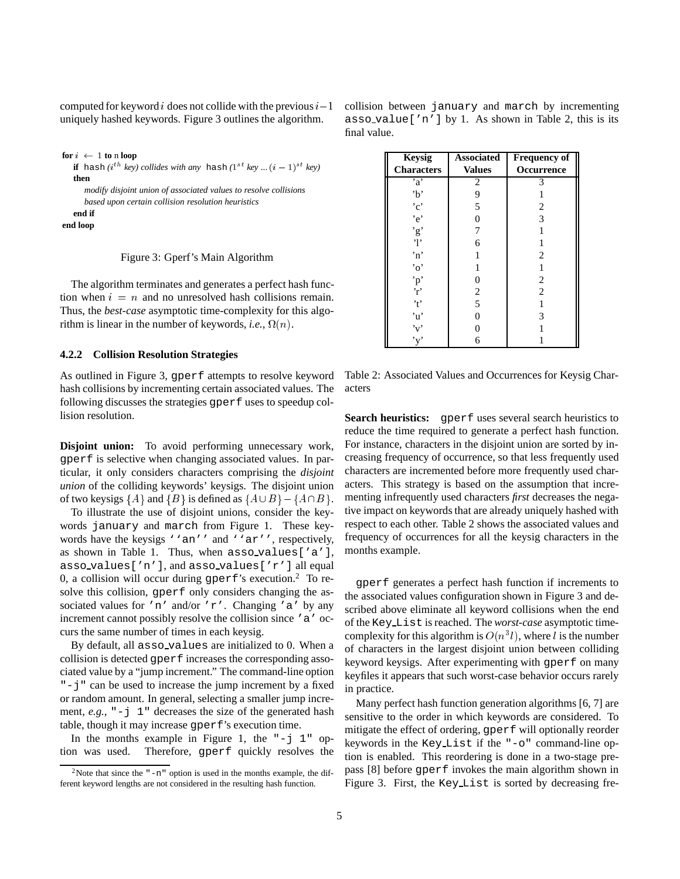computed for keyword $i$ does not collide with the previous $i-1$ uniquely hashed keywords. Figure 3 outlines the algorithm.

```
for i ← 1 to n loop
  if hash (i^th key) collides with any hash (1^st key ... (i − 1)^st key)
  then
    modify disjoint union of associated values to resolve collisions
    based upon certain collision resolution heuristics
  end if
end loop
```

Figure 3: Gperf's Main Algorithm

The algorithm terminates and generates a perfect hash function when $i = n$ and no unresolved hash collisions remain. Thus, the *best-case* asymptotic time-complexity for this algorithm is linear in the number of keywords, *i.e.*, $\Omega(n)$.

### 4.2.2 Collision Resolution Strategies

As outlined in Figure 3, gperf attempts to resolve keyword hash collisions by incrementing certain associated values. The following discusses the strategies gperf uses to speedup collision resolution.

**Disjoint union:** To avoid performing unnecessary work, gperf is selective when changing associated values. In particular, it only considers characters comprising the *disjoint union* of the colliding keywords' keysigs. The disjoint union of two keysigs $\{A\}$ and $\{B\}$ is defined as $\{A \cup B\} - \{A \cap B\}$.

To illustrate the use of disjoint unions, consider the keywords january and march from Figure 1. These keywords have the keysigs ''an'' and ''ar'', respectively, as shown in Table 1. Thus, when asso_values['a'], asso_values['n'], and asso_values['r'] all equal 0, a collision will occur during gperf's execution.[2] To resolve this collision, gperf only considers changing the associated values for 'n' and/or 'r'. Changing 'a' by any increment cannot possibly resolve the collision since 'a' occurs the same number of times in each keysig.

By default, all asso_values are initialized to 0. When a collision is detected gperf increases the corresponding associated value by a "jump increment." The command-line option "-j" can be used to increase the jump increment by a fixed or random amount. In general, selecting a smaller jump increment, *e.g.*, "-j 1" decreases the size of the generated hash table, though it may increase gperf's execution time.

In the months example in Figure 1, the "-j 1" option was used. Therefore, gperf quickly resolves the collision between january and march by incrementing asso_value['n'] by 1. As shown in Table 2, this is its final value.

| Keysig Characters | Associated Values | Frequency of Occurrence |
|---|---|---|
| 'a' | 2 | 3 |
| 'b' | 9 | 1 |
| 'c' | 5 | 2 |
| 'e' | 0 | 3 |
| 'g' | 7 | 1 |
| 'l' | 6 | 1 |
| 'n' | 1 | 2 |
| 'o' | 1 | 1 |
| 'p' | 0 | 2 |
| 'r' | 2 | 2 |
| 't' | 5 | 1 |
| 'u' | 0 | 3 |
| 'v' | 0 | 1 |
| 'y' | 6 | 1 |

Table 2: Associated Values and Occurrences for Keysig Characters

**Search heuristics:** gperf uses several search heuristics to reduce the time required to generate a perfect hash function. For instance, characters in the disjoint union are sorted by increasing frequency of occurrence, so that less frequently used characters are incremented before more frequently used characters. This strategy is based on the assumption that incrementing infrequently used characters *first* decreases the negative impact on keywords that are already uniquely hashed with respect to each other. Table 2 shows the associated values and frequency of occurrences for all the keysig characters in the months example.

gperf generates a perfect hash function if increments to the associated values configuration shown in Figure 3 and described above eliminate all keyword collisions when the end of the Key_List is reached. The *worst-case* asymptotic time-complexity for this algorithm is $O(n^3 l)$, where $l$ is the number of characters in the largest disjoint union between colliding keyword keysigs. After experimenting with gperf on many keyfiles it appears that such worst-case behavior occurs rarely in practice.

Many perfect hash function generation algorithms [6, 7] are sensitive to the order in which keywords are considered. To mitigate the effect of ordering, gperf will optionally reorder keywords in the Key_List if the "-o" command-line option is enabled. This reordering is done in a two-stage prepass [8] before gperf invokes the main algorithm shown in Figure 3. First, the Key_List is sorted by decreasing fre-

[2] Note that since the "-n" option is used in the months example, the different keyword lengths are not considered in the resulting hash function.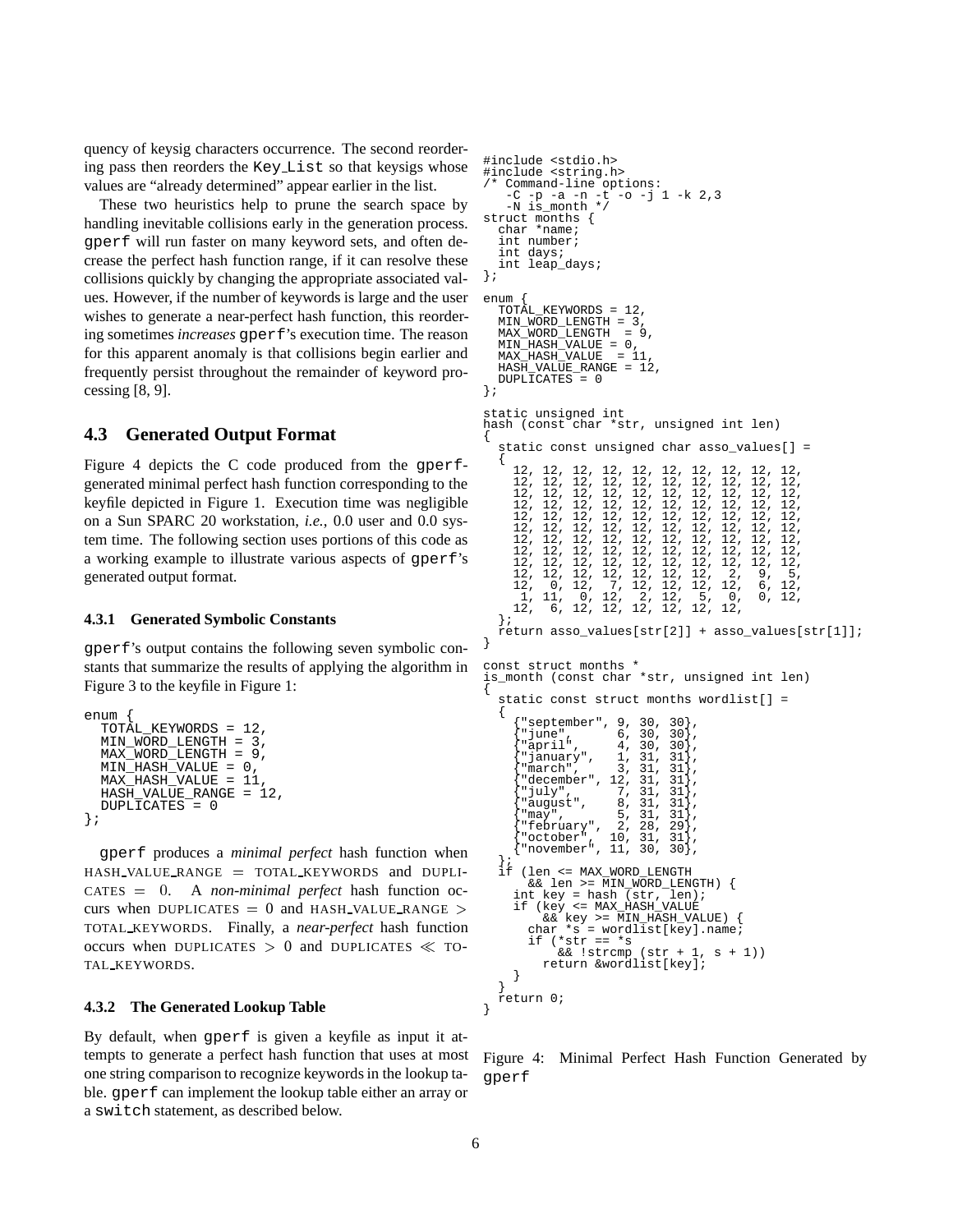quency of keysig characters occurrence. The second reordering pass then reorders the Key_List so that keysigs whose values are "already determined" appear earlier in the list.

These two heuristics help to prune the search space by handling inevitable collisions early in the generation process. gperf will run faster on many keyword sets, and often decrease the perfect hash function range, if it can resolve these collisions quickly by changing the appropriate associated values. However, if the number of keywords is large and the user wishes to generate a near-perfect hash function, this reordering sometimes *increases* gperf's execution time. The reason for this apparent anomaly is that collisions begin earlier and frequently persist throughout the remainder of keyword processing [8, 9].

## 4.3 Generated Output Format

Figure 4 depicts the C code produced from the gperf-generated minimal perfect hash function corresponding to the keyfile depicted in Figure 1. Execution time was negligible on a Sun SPARC 20 workstation, *i.e.*, 0.0 user and 0.0 system time. The following section uses portions of this code as a working example to illustrate various aspects of gperf's generated output format.

### 4.3.1 Generated Symbolic Constants

gperf's output contains the following seven symbolic constants that summarize the results of applying the algorithm in Figure 3 to the keyfile in Figure 1:

```
enum {
  TOTAL_KEYWORDS = 12,
  MIN_WORD_LENGTH = 3,
  MAX_WORD_LENGTH = 9,
  MIN_HASH_VALUE = 0,
  MAX_HASH_VALUE = 11,
  HASH_VALUE_RANGE = 12,
  DUPLICATES = 0
};
```

gperf produces a *minimal perfect* hash function when HASH_VALUE_RANGE = TOTAL_KEYWORDS and DUPLICATES = 0. A *non-minimal perfect* hash function occurs when DUPLICATES = 0 and HASH_VALUE_RANGE > TOTAL_KEYWORDS. Finally, a *near-perfect* hash function occurs when DUPLICATES > 0 and DUPLICATES $\ll$ TOTAL_KEYWORDS.

### 4.3.2 The Generated Lookup Table

By default, when gperf is given a keyfile as input it attempts to generate a perfect hash function that uses at most one string comparison to recognize keywords in the lookup table. gperf can implement the lookup table either an array or a switch statement, as described below.

```
#include <stdio.h>
#include <string.h>
/* Command-line options:
   -C -p -a -n -t -o -j 1 -k 2,3
   -N is_month */
struct months {
  char *name;
  int number;
  int days;
  int leap_days;
};

enum {
  TOTAL_KEYWORDS = 12,
  MIN_WORD_LENGTH = 3,
  MAX_WORD_LENGTH  = 9,
  MIN_HASH_VALUE = 0,
  MAX_HASH_VALUE  = 11,
  HASH_VALUE_RANGE = 12,
  DUPLICATES = 0
};

static unsigned int
hash (const char *str, unsigned int len)
{
  static const unsigned char asso_values[] =
  {
    12, 12, 12, 12, 12, 12, 12, 12, 12, 12,
    12, 12, 12, 12, 12, 12, 12, 12, 12, 12,
    12, 12, 12, 12, 12, 12, 12, 12, 12, 12,
    12, 12, 12, 12, 12, 12, 12, 12, 12, 12,
    12, 12, 12, 12, 12, 12, 12, 12, 12, 12,
    12, 12, 12, 12, 12, 12, 12, 12, 12, 12,
    12, 12, 12, 12, 12, 12, 12, 12, 12, 12,
    12, 12, 12, 12, 12, 12, 12, 12, 12, 12,
    12, 12, 12, 12, 12, 12, 12, 12, 12, 12,
    12, 12, 12, 12, 12, 12, 12,  2,  9,  5,
    12,  0, 12,  7, 12, 12, 12, 12,  6, 12,
     1, 11,  0, 12,  2, 12,  5,  0,  0, 12,
    12,  6, 12, 12, 12, 12, 12, 12,
  };
  return asso_values[str[2]] + asso_values[str[1]];
}

const struct months *
is_month (const char *str, unsigned int len)
{
  static const struct months wordlist[] =
  {
    {"september", 9, 30, 30},
    {"june",      6, 30, 30},
    {"april",     4, 30, 30},
    {"january",   1, 31, 31},
    {"march",     3, 31, 31},
    {"december", 12, 31, 31},
    {"july",      7, 31, 31},
    {"august",    8, 31, 31},
    {"may",       5, 31, 31},
    {"february",  2, 28, 29},
    {"october",  10, 31, 31},
    {"november", 11, 30, 30},
  };
  if (len <= MAX_WORD_LENGTH
      && len >= MIN_WORD_LENGTH) {
    int key = hash (str, len);
    if (key <= MAX_HASH_VALUE
        && key >= MIN_HASH_VALUE) {
      char *s = wordlist[key].name;
      if (*str == *s
          && !strcmp (str + 1, s + 1))
        return &wordlist[key];
    }
  }
  return 0;
}
```

Figure 4: Minimal Perfect Hash Function Generated by gperf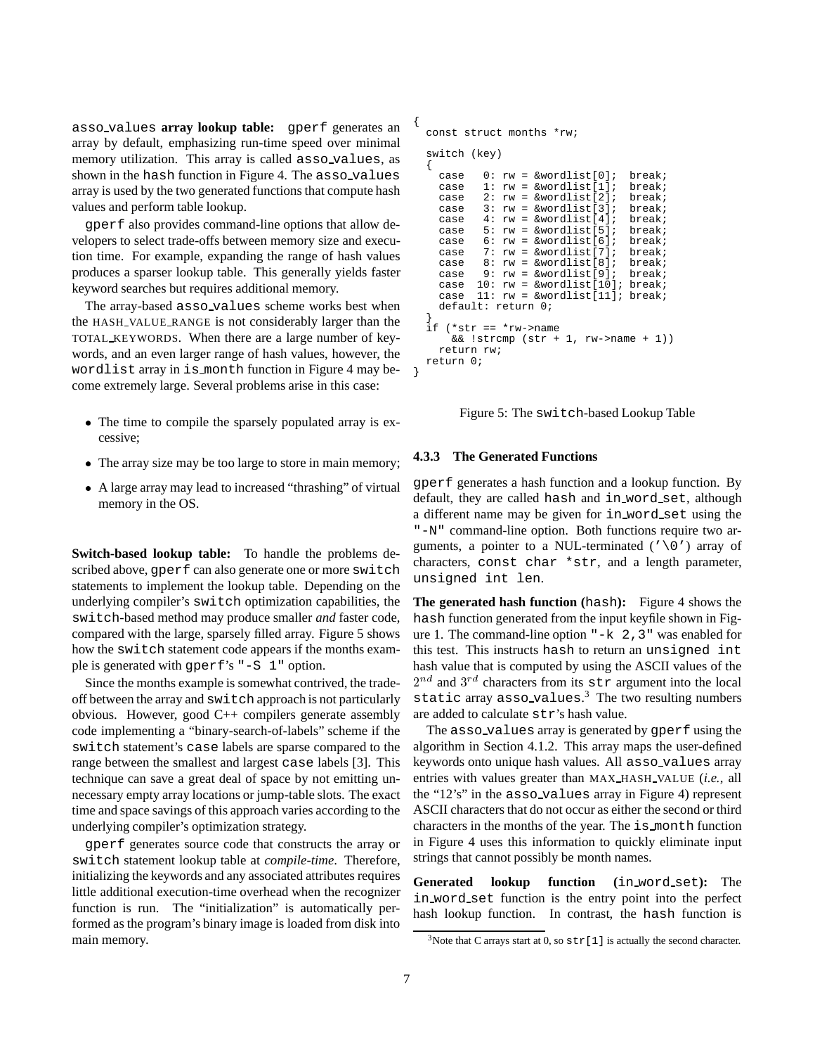**asso_values array lookup table:** gperf generates an array by default, emphasizing run-time speed over minimal memory utilization. This array is called asso_values, as shown in the hash function in Figure 4. The asso_values array is used by the two generated functions that compute hash values and perform table lookup.

gperf also provides command-line options that allow developers to select trade-offs between memory size and execution time. For example, expanding the range of hash values produces a sparser lookup table. This generally yields faster keyword searches but requires additional memory.

The array-based asso_values scheme works best when the HASH_VALUE_RANGE is not considerably larger than the TOTAL_KEYWORDS. When there are a large number of keywords, and an even larger range of hash values, however, the wordlist array in is_month function in Figure 4 may become extremely large. Several problems arise in this case:

- The time to compile the sparsely populated array is excessive;
- The array size may be too large to store in main memory;
- A large array may lead to increased "thrashing" of virtual memory in the OS.

**Switch-based lookup table:** To handle the problems described above, gperf can also generate one or more switch statements to implement the lookup table. Depending on the underlying compiler's switch optimization capabilities, the switch-based method may produce smaller *and* faster code, compared with the large, sparsely filled array. Figure 5 shows how the switch statement code appears if the months example is generated with gperf's "-S 1" option.

Since the months example is somewhat contrived, the trade-off between the array and switch approach is not particularly obvious. However, good C++ compilers generate assembly code implementing a "binary-search-of-labels" scheme if the switch statement's case labels are sparse compared to the range between the smallest and largest case labels [3]. This technique can save a great deal of space by not emitting unnecessary empty array locations or jump-table slots. The exact time and space savings of this approach varies according to the underlying compiler's optimization strategy.

gperf generates source code that constructs the array or switch statement lookup table at *compile-time*. Therefore, initializing the keywords and any associated attributes requires little additional execution-time overhead when the recognizer function is run. The "initialization" is automatically performed as the program's binary image is loaded from disk into main memory.

```
{
  const struct months *rw;

  switch (key)
  {
    case   0: rw = &wordlist[0];  break;
    case   1: rw = &wordlist[1];  break;
    case   2: rw = &wordlist[2];  break;
    case   3: rw = &wordlist[3];  break;
    case   4: rw = &wordlist[4];  break;
    case   5: rw = &wordlist[5];  break;
    case   6: rw = &wordlist[6];  break;
    case   7: rw = &wordlist[7];  break;
    case   8: rw = &wordlist[8];  break;
    case   9: rw = &wordlist[9];  break;
    case  10: rw = &wordlist[10]; break;
    case  11: rw = &wordlist[11]; break;
    default: return 0;
  }
  if (*str == *rw->name
      && !strcmp (str + 1, rw->name + 1))
    return rw;
  return 0;
}
```

Figure 5: The switch-based Lookup Table

#### 4.3.3 The Generated Functions

gperf generates a hash function and a lookup function. By default, they are called hash and in_word_set, although a different name may be given for in_word_set using the "-N" command-line option. Both functions require two arguments, a pointer to a NUL-terminated ('\0') array of characters, const char *str, and a length parameter, unsigned int len.

**The generated hash function (hash):** Figure 4 shows the hash function generated from the input keyfile shown in Figure 1. The command-line option "-k 2,3" was enabled for this test. This instructs hash to return an unsigned int hash value that is computed by using the ASCII values of the $2^{nd}$ and $3^{rd}$ characters from its str argument into the local static array asso_values.[3] The two resulting numbers are added to calculate str's hash value.

The asso_values array is generated by gperf using the algorithm in Section 4.1.2. This array maps the user-defined keywords onto unique hash values. All asso_values array entries with values greater than MAX_HASH_VALUE (*i.e.*, all the "12's" in the asso_values array in Figure 4) represent ASCII characters that do not occur as either the second or third characters in the months of the year. The is_month function in Figure 4 uses this information to quickly eliminate input strings that cannot possibly be month names.

**Generated lookup function (in_word_set):** The in_word_set function is the entry point into the perfect hash lookup function. In contrast, the hash function is

[3] Note that C arrays start at 0, so str[1] is actually the second character.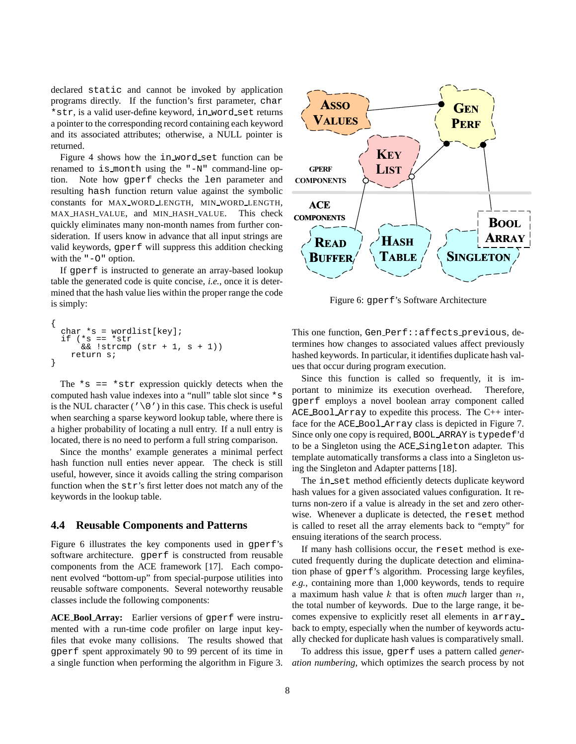declared `static` and cannot be invoked by application programs directly. If the function's first parameter, `char *str`, is a valid user-define keyword, `in_word_set` returns a pointer to the corresponding record containing each keyword and its associated attributes; otherwise, a NULL pointer is returned.

Figure 4 shows how the `in_word_set` function can be renamed to `is_month` using the `"-N"` command-line option. Note how `gperf` checks the `len` parameter and resulting `hash` function return value against the symbolic constants for MAX_WORD_LENGTH, MIN_WORD_LENGTH, MAX_HASH_VALUE, and MIN_HASH_VALUE. This check quickly eliminates many non-month names from further consideration. If users know in advance that all input strings are valid keywords, `gperf` will suppress this addition checking with the `"-O"` option.

If `gperf` is instructed to generate an array-based lookup table the generated code is quite concise, *i.e.*, once it is determined that the hash value lies within the proper range the code is simply:

```
{
  char *s = wordlist[key];
  if (*s == *str
      && !strcmp (str + 1, s + 1))
    return s;
}
```

The `*s == *str` expression quickly detects when the computed hash value indexes into a "null" table slot since `*s` is the NUL character (`'\0'`) in this case. This check is useful when searching a sparse keyword lookup table, where there is a higher probability of locating a null entry. If a null entry is located, there is no need to perform a full string comparison.

Since the months' example generates a minimal perfect hash function null enties never appear. The check is still useful, however, since it avoids calling the string comparison function when the `str`'s first letter does not match any of the keywords in the lookup table.

## 4.4 Reusable Components and Patterns

Figure 6 illustrates the key components used in `gperf`'s software architecture. `gperf` is constructed from reusable components from the ACE framework [17]. Each component evolved "bottom-up" from special-purpose utilities into reusable software components. Several noteworthy reusable classes include the following components:

**ACE_Bool_Array:** Earlier versions of `gperf` were instrumented with a run-time code profiler on large input keyfiles that evoke many collisions. The results showed that `gperf` spent approximately 90 to 99 percent of its time in a single function when performing the algorithm in Figure 3.

Figure 6: `gperf`'s Software Architecture

This one function, `Gen_Perf::affects_previous`, determines how changes to associated values affect previously hashed keywords. In particular, it identifies duplicate hash values that occur during program execution.

Since this function is called so frequently, it is important to minimize its execution overhead. Therefore, `gperf` employs a novel boolean array component called `ACE_Bool_Array` to expedite this process. The C++ interface for the `ACE_Bool_Array` class is depicted in Figure 7. Since only one copy is required, `BOOL_ARRAY` is `typedef`'d to be a Singleton using the `ACE_Singleton` adapter. This template automatically transforms a class into a Singleton using the Singleton and Adapter patterns [18].

The `in_set` method efficiently detects duplicate keyword hash values for a given associated values configuration. It returns non-zero if a value is already in the set and zero otherwise. Whenever a duplicate is detected, the `reset` method is called to reset all the array elements back to "empty" for ensuing iterations of the search process.

If many hash collisions occur, the `reset` method is executed frequently during the duplicate detection and elimination phase of `gperf`'s algorithm. Processing large keyfiles, *e.g.*, containing more than 1,000 keywords, tends to require a maximum hash value $k$ that is often *much* larger than $n$, the total number of keywords. Due to the large range, it becomes expensive to explicitly reset all elements in `array_` back to empty, especially when the number of keywords actually checked for duplicate hash values is comparatively small.

To address this issue, `gperf` uses a pattern called *generation numbering*, which optimizes the search process by not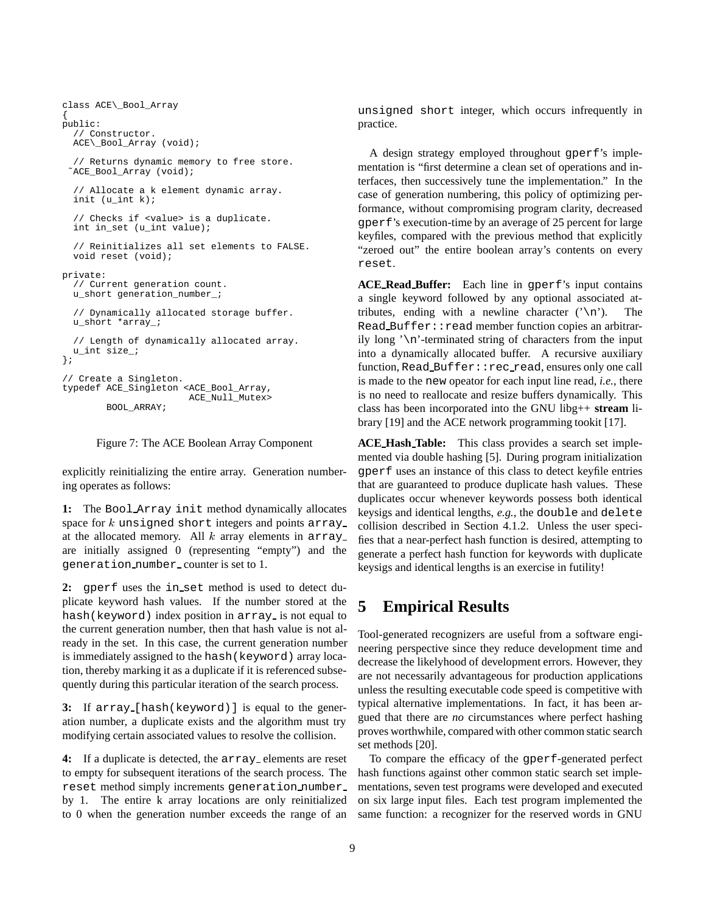```
class ACE\_Bool_Array
{
public:
  // Constructor.
  ACE\_Bool_Array (void);

  // Returns dynamic memory to free store.
 ~ACE_Bool_Array (void);

  // Allocate a k element dynamic array.
  init (u_int k);

  // Checks if <value> is a duplicate.
  int in_set (u_int value);

  // Reinitializes all set elements to FALSE.
  void reset (void);

private:
  // Current generation count.
  u_short generation_number_;

  // Dynamically allocated storage buffer.
  u_short *array_;

  // Length of dynamically allocated array.
  u_int size_;
};

// Create a Singleton.
typedef ACE_Singleton <ACE_Bool_Array,
                       ACE_Null_Mutex>
        BOOL_ARRAY;
```

Figure 7: The ACE Boolean Array Component

explicitly reinitializing the entire array. Generation numbering operates as follows:

**1:** The `Bool_Array init` method dynamically allocates space for $k$ `unsigned short` integers and points `array_` at the allocated memory. All $k$ array elements in `array_` are initially assigned 0 (representing "empty") and the `generation_number_` counter is set to 1.

**2:** `gperf` uses the `in_set` method is used to detect duplicate keyword hash values. If the number stored at the `hash(keyword)` index position in `array_` is not equal to the current generation number, then that hash value is not already in the set. In this case, the current generation number is immediately assigned to the `hash(keyword)` array location, thereby marking it as a duplicate if it is referenced subsequently during this particular iteration of the search process.

**3:** If `array_[hash(keyword)]` is equal to the generation number, a duplicate exists and the algorithm must try modifying certain associated values to resolve the collision.

**4:** If a duplicate is detected, the `array_` elements are reset to empty for subsequent iterations of the search process. The `reset` method simply increments `generation_number_` by 1. The entire k array locations are only reinitialized to 0 when the generation number exceeds the range of an `unsigned short` integer, which occurs infrequently in practice.

A design strategy employed throughout `gperf`'s implementation is "first determine a clean set of operations and interfaces, then successively tune the implementation." In the case of generation numbering, this policy of optimizing performance, without compromising program clarity, decreased `gperf`'s execution-time by an average of 25 percent for large keyfiles, compared with the previous method that explicitly "zeroed out" the entire boolean array's contents on every `reset`.

**ACE_Read_Buffer:** Each line in `gperf`'s input contains a single keyword followed by any optional associated attributes, ending with a newline character ('`\n`'). The `Read_Buffer::read` member function copies an arbitrarily long '`\n`'-terminated string of characters from the input into a dynamically allocated buffer. A recursive auxiliary function, `Read_Buffer::rec_read`, ensures only one call is made to the `new` opeator for each input line read, *i.e.*, there is no need to reallocate and resize buffers dynamically. This class has been incorporated into the GNU libg++ **stream** library [19] and the ACE network programming tookit [17].

**ACE_Hash_Table:** This class provides a search set implemented via double hashing [5]. During program initialization `gperf` uses an instance of this class to detect keyfile entries that are guaranteed to produce duplicate hash values. These duplicates occur whenever keywords possess both identical keysigs and identical lengths, *e.g.*, the `double` and `delete` collision described in Section 4.1.2. Unless the user specifies that a near-perfect hash function is desired, attempting to generate a perfect hash function for keywords with duplicate keysigs and identical lengths is an exercise in futility!

# 5 Empirical Results

Tool-generated recognizers are useful from a software engineering perspective since they reduce development time and decrease the likelyhood of development errors. However, they are not necessarily advantageous for production applications unless the resulting executable code speed is competitive with typical alternative implementations. In fact, it has been argued that there are *no* circumstances where perfect hashing proves worthwhile, compared with other common static search set methods [20].

To compare the efficacy of the `gperf`-generated perfect hash functions against other common static search set implementations, seven test programs were developed and executed on six large input files. Each test program implemented the same function: a recognizer for the reserved words in GNU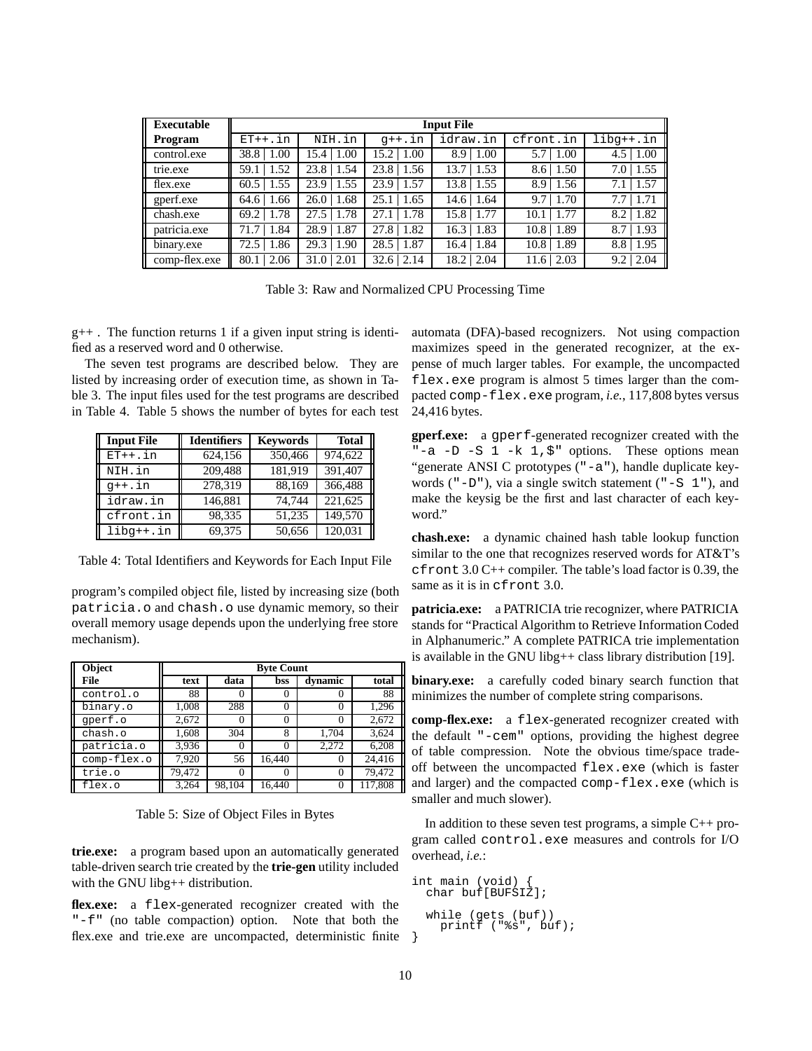| Executable | Input File | | | | | |
|---|---|---|---|---|---|---|
| Program | `ET++.in` | `NIH.in` | `g++.in` | `idraw.in` | `cfront.in` | `libg++.in` |
| control.exe | 38.8 \| 1.00 | 15.4 \| 1.00 | 15.2 \| 1.00 | 8.9 \| 1.00 | 5.7 \| 1.00 | 4.5 \| 1.00 |
| trie.exe | 59.1 \| 1.52 | 23.8 \| 1.54 | 23.8 \| 1.56 | 13.7 \| 1.53 | 8.6 \| 1.50 | 7.0 \| 1.55 |
| flex.exe | 60.5 \| 1.55 | 23.9 \| 1.55 | 23.9 \| 1.57 | 13.8 \| 1.55 | 8.9 \| 1.56 | 7.1 \| 1.57 |
| gperf.exe | 64.6 \| 1.66 | 26.0 \| 1.68 | 25.1 \| 1.65 | 14.6 \| 1.64 | 9.7 \| 1.70 | 7.7 \| 1.71 |
| chash.exe | 69.2 \| 1.78 | 27.5 \| 1.78 | 27.1 \| 1.78 | 15.8 \| 1.77 | 10.1 \| 1.77 | 8.2 \| 1.82 |
| patricia.exe | 71.7 \| 1.84 | 28.9 \| 1.87 | 27.8 \| 1.82 | 16.3 \| 1.83 | 10.8 \| 1.89 | 8.7 \| 1.93 |
| binary.exe | 72.5 \| 1.86 | 29.3 \| 1.90 | 28.5 \| 1.87 | 16.4 \| 1.84 | 10.8 \| 1.89 | 8.8 \| 1.95 |
| comp-flex.exe | 80.1 \| 2.06 | 31.0 \| 2.01 | 32.6 \| 2.14 | 18.2 \| 2.04 | 11.6 \| 2.03 | 9.2 \| 2.04 |

Table 3: Raw and Normalized CPU Processing Time

g++ . The function returns 1 if a given input string is identified as a reserved word and 0 otherwise.

The seven test programs are described below. They are listed by increasing order of execution time, as shown in Table 3. The input files used for the test programs are described in Table 4. Table 5 shows the number of bytes for each test program's compiled object file, listed by increasing size (both `patricia.o` and `chash.o` use dynamic memory, so their overall memory usage depends upon the underlying free store mechanism).

| Input File | Identifiers | Keywords | Total |
|---|---|---|---|
| `ET++.in` | 624,156 | 350,466 | 974,622 |
| `NIH.in` | 209,488 | 181,919 | 391,407 |
| `g++.in` | 278,319 | 88,169 | 366,488 |
| `idraw.in` | 146,881 | 74,744 | 221,625 |
| `cfront.in` | 98,335 | 51,235 | 149,570 |
| `libg++.in` | 69,375 | 50,656 | 120,031 |

Table 4: Total Identifiers and Keywords for Each Input File

| Object | Byte Count | | | | |
|---|---|---|---|---|---|
| File | text | data | bss | dynamic | total |
| `control.o` | 88 | 0 | 0 | 0 | 88 |
| `binary.o` | 1,008 | 288 | 0 | 0 | 1,296 |
| `gperf.o` | 2,672 | 0 | 0 | 0 | 2,672 |
| `chash.o` | 1,608 | 304 | 8 | 1,704 | 3,624 |
| `patricia.o` | 3,936 | 0 | 0 | 2,272 | 6,208 |
| `comp-flex.o` | 7,920 | 56 | 16,440 | 0 | 24,416 |
| `trie.o` | 79,472 | 0 | 0 | 0 | 79,472 |
| `flex.o` | 3,264 | 98,104 | 16,440 | 0 | 117,808 |

Table 5: Size of Object Files in Bytes

**trie.exe:** a program based upon an automatically generated table-driven search trie created by the **trie-gen** utility included with the GNU libg++ distribution.

**flex.exe:** a `flex`-generated recognizer created with the `"-f"` (no table compaction) option. Note that both the flex.exe and trie.exe are uncompacted, deterministic finite automata (DFA)-based recognizers. Not using compaction maximizes speed in the generated recognizer, at the expense of much larger tables. For example, the uncompacted `flex.exe` program is almost 5 times larger than the compacted `comp-flex.exe` program, *i.e.*, 117,808 bytes versus 24,416 bytes.

**gperf.exe:** a `gperf`-generated recognizer created with the `"-a -D -S 1 -k 1,$"` options. These options mean "generate ANSI C prototypes (`"-a"`), handle duplicate keywords (`"-D"`), via a single switch statement (`"-S 1"`), and make the keysig be the first and last character of each keyword."

**chash.exe:** a dynamic chained hash table lookup function similar to the one that recognizes reserved words for AT&T's `cfront` 3.0 C++ compiler. The table's load factor is 0.39, the same as it is in `cfront` 3.0.

**patricia.exe:** a PATRICIA trie recognizer, where PATRICIA stands for "Practical Algorithm to Retrieve Information Coded in Alphanumeric." A complete PATRICA trie implementation is available in the GNU libg++ class library distribution [19].

**binary.exe:** a carefully coded binary search function that minimizes the number of complete string comparisons.

**comp-flex.exe:** a `flex`-generated recognizer created with the default `"-cem"` options, providing the highest degree of table compression. Note the obvious time/space tradeoff between the uncompacted `flex.exe` (which is faster and larger) and the compacted `comp-flex.exe` (which is smaller and much slower).

In addition to these seven test programs, a simple C++ program called `control.exe` measures and controls for I/O overhead, *i.e.*:

```
int main (void) {
  char buf[BUFSIZ];

  while (gets (buf))
    printf ("%s", buf);
}
```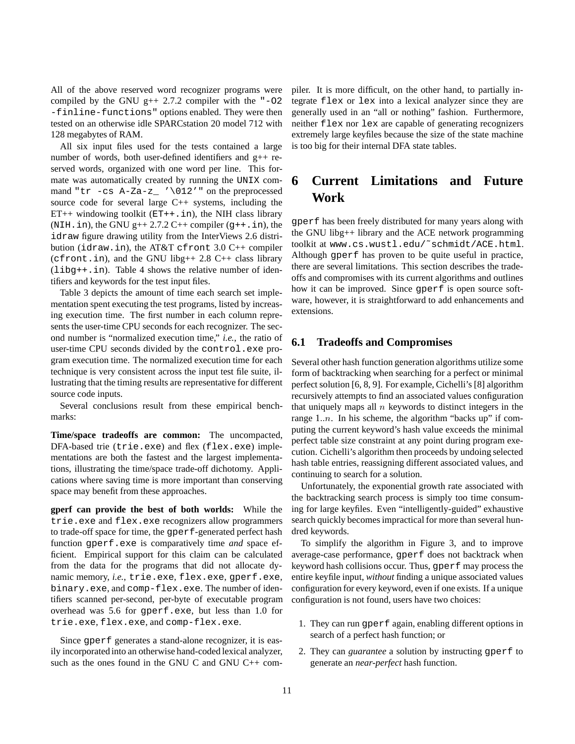All of the above reserved word recognizer programs were compiled by the GNU g++ 2.7.2 compiler with the `"-O2 -finline-functions"` options enabled. They were then tested on an otherwise idle SPARCstation 20 model 712 with 128 megabytes of RAM.

All six input files used for the tests contained a large number of words, both user-defined identifiers and g++ reserved words, organized with one word per line. This formate was automatically created by running the UNIX command `"tr -cs A-Za-z_ '\012'"` on the preprocessed source code for several large C++ systems, including the ET++ windowing toolkit (`ET++.in`), the NIH class library (`NIH.in`), the GNU g++ 2.7.2 C++ compiler (`g++.in`), the `idraw` figure drawing utility from the InterViews 2.6 distribution (`idraw.in`), the AT&T `cfront` 3.0 C++ compiler (`cfront.in`), and the GNU libg++ 2.8 C++ class library (`libg++.in`). Table 4 shows the relative number of identifiers and keywords for the test input files.

Table 3 depicts the amount of time each search set implementation spent executing the test programs, listed by increasing execution time. The first number in each column represents the user-time CPU seconds for each recognizer. The second number is "normalized execution time," *i.e.*, the ratio of user-time CPU seconds divided by the `control.exe` program execution time. The normalized execution time for each technique is very consistent across the input test file suite, illustrating that the timing results are representative for different source code inputs.

Several conclusions result from these empirical benchmarks:

**Time/space tradeoffs are common:** The uncompacted, DFA-based trie (`trie.exe`) and flex (`flex.exe`) implementations are both the fastest and the largest implementations, illustrating the time/space trade-off dichotomy. Applications where saving time is more important than conserving space may benefit from these approaches.

**gperf can provide the best of both worlds:** While the `trie.exe` and `flex.exe` recognizers allow programmers to trade-off space for time, the `gperf`-generated perfect hash function `gperf.exe` is comparatively time *and* space efficient. Empirical support for this claim can be calculated from the data for the programs that did not allocate dynamic memory, *i.e.*, `trie.exe`, `flex.exe`, `gperf.exe`, `binary.exe`, and `comp-flex.exe`. The number of identifiers scanned per-second, per-byte of executable program overhead was 5.6 for `gperf.exe`, but less than 1.0 for `trie.exe`, `flex.exe`, and `comp-flex.exe`.

Since `gperf` generates a stand-alone recognizer, it is easily incorporated into an otherwise hand-coded lexical analyzer, such as the ones found in the GNU C and GNU C++ compiler. It is more difficult, on the other hand, to partially integrate `flex` or `lex` into a lexical analyzer since they are generally used in an "all or nothing" fashion. Furthermore, neither `flex` nor `lex` are capable of generating recognizers extremely large keyfiles because the size of the state machine is too big for their internal DFA state tables.

# 6 Current Limitations and Future Work

`gperf` has been freely distributed for many years along with the GNU libg++ library and the ACE network programming toolkit at `www.cs.wustl.edu/~schmidt/ACE.html`. Although `gperf` has proven to be quite useful in practice, there are several limitations. This section describes the tradeoffs and compromises with its current algorithms and outlines how it can be improved. Since `gperf` is open source software, however, it is straightforward to add enhancements and extensions.

## 6.1 Tradeoffs and Compromises

Several other hash function generation algorithms utilize some form of backtracking when searching for a perfect or minimal perfect solution [6, 8, 9]. For example, Cichelli's [8] algorithm recursively attempts to find an associated values configuration that uniquely maps all $n$ keywords to distinct integers in the range $1..n$. In his scheme, the algorithm "backs up" if computing the current keyword's hash value exceeds the minimal perfect table size constraint at any point during program execution. Cichelli's algorithm then proceeds by undoing selected hash table entries, reassigning different associated values, and continuing to search for a solution.

Unfortunately, the exponential growth rate associated with the backtracking search process is simply too time consuming for large keyfiles. Even "intelligently-guided" exhaustive search quickly becomes impractical for more than several hundred keywords.

To simplify the algorithm in Figure 3, and to improve average-case performance, `gperf` does not backtrack when keyword hash collisions occur. Thus, `gperf` may process the entire keyfile input, *without* finding a unique associated values configuration for every keyword, even if one exists. If a unique configuration is not found, users have two choices:

1. They can run `gperf` again, enabling different options in search of a perfect hash function; or
2. They can *guarantee* a solution by instructing `gperf` to generate an *near-perfect* hash function.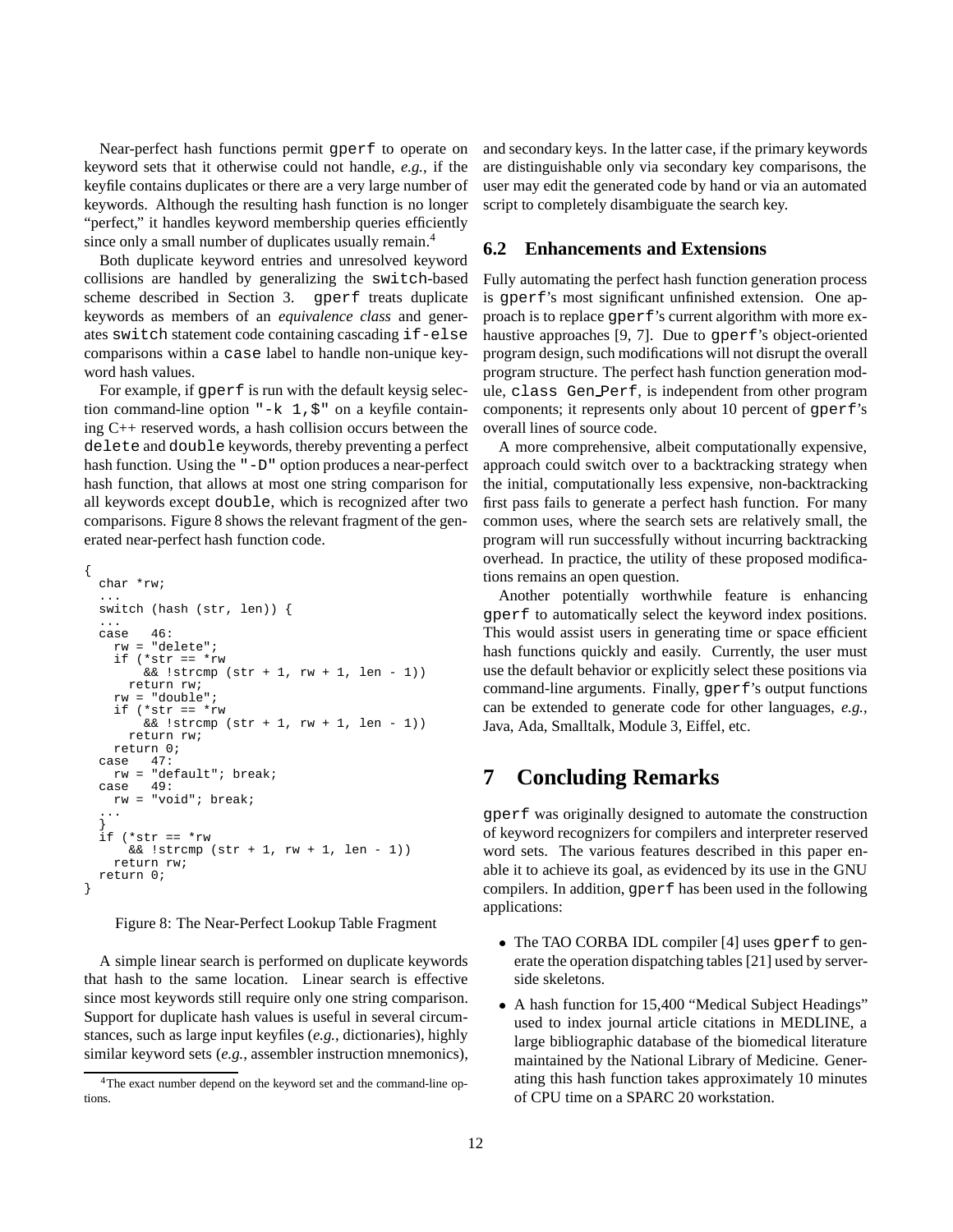Near-perfect hash functions permit gperf to operate on keyword sets that it otherwise could not handle, *e.g.*, if the keyfile contains duplicates or there are a very large number of keywords. Although the resulting hash function is no longer "perfect," it handles keyword membership queries efficiently since only a small number of duplicates usually remain.[4]

Both duplicate keyword entries and unresolved keyword collisions are handled by generalizing the switch-based scheme described in Section 3. gperf treats duplicate keywords as members of an *equivalence class* and generates switch statement code containing cascading if-else comparisons within a case label to handle non-unique keyword hash values.

For example, if gperf is run with the default keysig selection command-line option "-k 1,$" on a keyfile containing C++ reserved words, a hash collision occurs between the delete and double keywords, thereby preventing a perfect hash function. Using the "-D" option produces a near-perfect hash function, that allows at most one string comparison for all keywords except double, which is recognized after two comparisons. Figure 8 shows the relevant fragment of the generated near-perfect hash function code.

```
{
  char *rw;
  ...
  switch (hash (str, len)) {
  ...
  case   46:
    rw = "delete";
    if (*str == *rw
        && !strcmp (str + 1, rw + 1, len - 1))
      return rw;
    rw = "double";
    if (*str == *rw
        && !strcmp (str + 1, rw + 1, len - 1))
      return rw;
    return 0;
  case   47:
    rw = "default"; break;
  case   49:
    rw = "void"; break;
  ...
  }
  if (*str == *rw
      && !strcmp (str + 1, rw + 1, len - 1))
    return rw;
  return 0;
}
```

Figure 8: The Near-Perfect Lookup Table Fragment

A simple linear search is performed on duplicate keywords that hash to the same location. Linear search is effective since most keywords still require only one string comparison. Support for duplicate hash values is useful in several circumstances, such as large input keyfiles (*e.g.*, dictionaries), highly similar keyword sets (*e.g.*, assembler instruction mnemonics), and secondary keys. In the latter case, if the primary keywords are distinguishable only via secondary key comparisons, the user may edit the generated code by hand or via an automated script to completely disambiguate the search key.

[4] The exact number depend on the keyword set and the command-line options.

## 6.2 Enhancements and Extensions

Fully automating the perfect hash function generation process is gperf's most significant unfinished extension. One approach is to replace gperf's current algorithm with more exhaustive approaches [9, 7]. Due to gperf's object-oriented program design, such modifications will not disrupt the overall program structure. The perfect hash function generation module, class Gen_Perf, is independent from other program components; it represents only about 10 percent of gperf's overall lines of source code.

A more comprehensive, albeit computationally expensive, approach could switch over to a backtracking strategy when the initial, computationally less expensive, non-backtracking first pass fails to generate a perfect hash function. For many common uses, where the search sets are relatively small, the program will run successfully without incurring backtracking overhead. In practice, the utility of these proposed modifications remains an open question.

Another potentially worthwhile feature is enhancing gperf to automatically select the keyword index positions. This would assist users in generating time or space efficient hash functions quickly and easily. Currently, the user must use the default behavior or explicitly select these positions via command-line arguments. Finally, gperf's output functions can be extended to generate code for other languages, *e.g.*, Java, Ada, Smalltalk, Module 3, Eiffel, etc.

# 7 Concluding Remarks

gperf was originally designed to automate the construction of keyword recognizers for compilers and interpreter reserved word sets. The various features described in this paper enable it to achieve its goal, as evidenced by its use in the GNU compilers. In addition, gperf has been used in the following applications:

- The TAO CORBA IDL compiler [4] uses gperf to generate the operation dispatching tables [21] used by server-side skeletons.
- A hash function for 15,400 "Medical Subject Headings" used to index journal article citations in MEDLINE, a large bibliographic database of the biomedical literature maintained by the National Library of Medicine. Generating this hash function takes approximately 10 minutes of CPU time on a SPARC 20 workstation.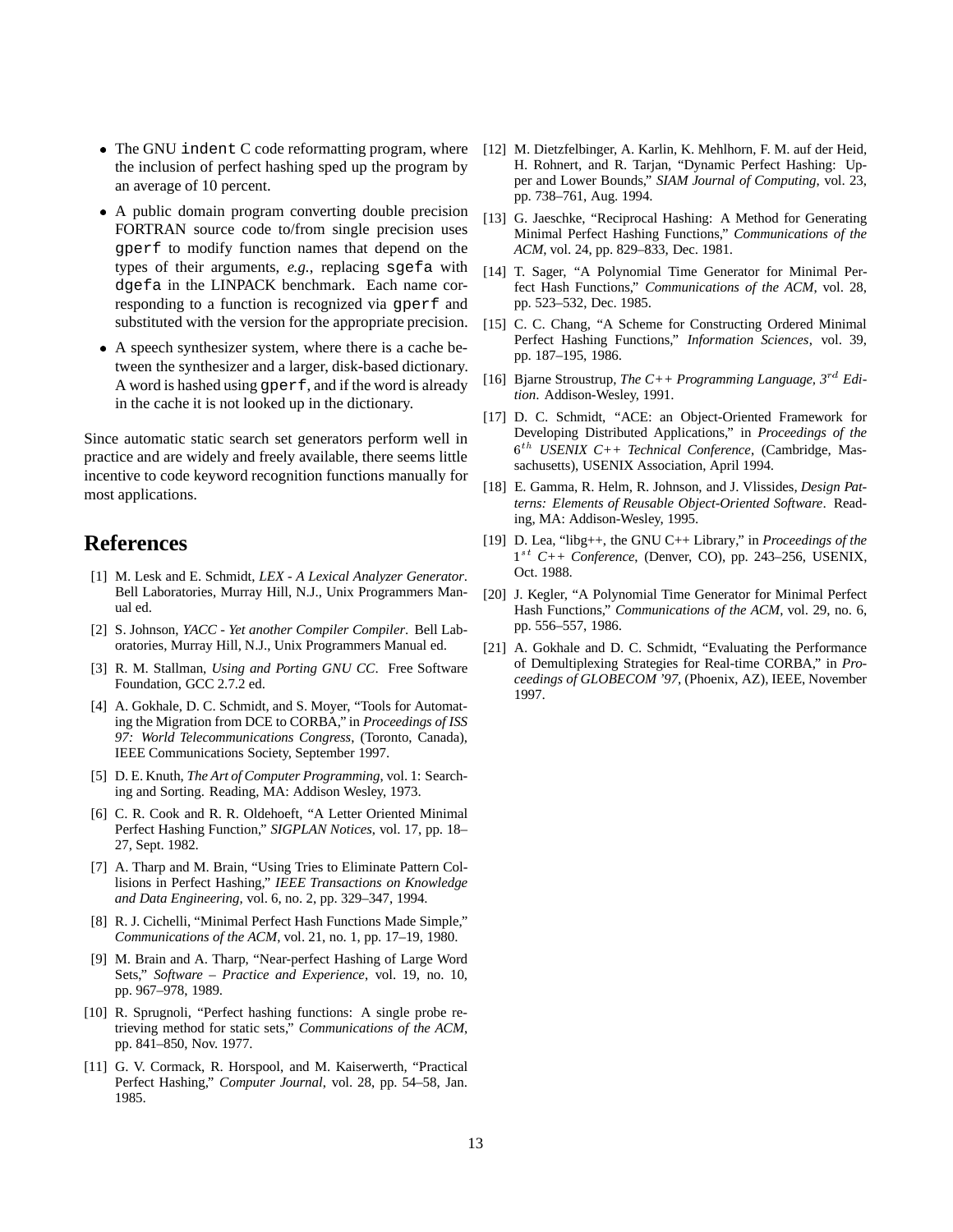- The GNU `indent` C code reformatting program, where the inclusion of perfect hashing sped up the program by an average of 10 percent.
- A public domain program converting double precision FORTRAN source code to/from single precision uses `gperf` to modify function names that depend on the types of their arguments, *e.g.*, replacing `sgefa` with `dgefa` in the LINPACK benchmark. Each name corresponding to a function is recognized via `gperf` and substituted with the version for the appropriate precision.
- A speech synthesizer system, where there is a cache between the synthesizer and a larger, disk-based dictionary. A word is hashed using `gperf`, and if the word is already in the cache it is not looked up in the dictionary.

Since automatic static search set generators perform well in practice and are widely and freely available, there seems little incentive to code keyword recognition functions manually for most applications.

# References

[1] M. Lesk and E. Schmidt, *LEX - A Lexical Analyzer Generator*. Bell Laboratories, Murray Hill, N.J., Unix Programmers Manual ed.

[2] S. Johnson, *YACC - Yet another Compiler Compiler*. Bell Laboratories, Murray Hill, N.J., Unix Programmers Manual ed.

[3] R. M. Stallman, *Using and Porting GNU CC*. Free Software Foundation, GCC 2.7.2 ed.

[4] A. Gokhale, D. C. Schmidt, and S. Moyer, "Tools for Automating the Migration from DCE to CORBA," in *Proceedings of ISS 97: World Telecommunications Congress*, (Toronto, Canada), IEEE Communications Society, September 1997.

[5] D. E. Knuth, *The Art of Computer Programming*, vol. 1: Searching and Sorting. Reading, MA: Addison Wesley, 1973.

[6] C. R. Cook and R. R. Oldehoeft, "A Letter Oriented Minimal Perfect Hashing Function," *SIGPLAN Notices*, vol. 17, pp. 18–27, Sept. 1982.

[7] A. Tharp and M. Brain, "Using Tries to Eliminate Pattern Collisions in Perfect Hashing," *IEEE Transactions on Knowledge and Data Engineering*, vol. 6, no. 2, pp. 329–347, 1994.

[8] R. J. Cichelli, "Minimal Perfect Hash Functions Made Simple," *Communications of the ACM*, vol. 21, no. 1, pp. 17–19, 1980.

[9] M. Brain and A. Tharp, "Near-perfect Hashing of Large Word Sets," *Software – Practice and Experience*, vol. 19, no. 10, pp. 967–978, 1989.

[10] R. Sprugnoli, "Perfect hashing functions: A single probe retrieving method for static sets," *Communications of the ACM*, pp. 841–850, Nov. 1977.

[11] G. V. Cormack, R. Horspool, and M. Kaiserwerth, "Practical Perfect Hashing," *Computer Journal*, vol. 28, pp. 54–58, Jan. 1985.

[12] M. Dietzfelbinger, A. Karlin, K. Mehlhorn, F. M. auf der Heid, H. Rohnert, and R. Tarjan, "Dynamic Perfect Hashing: Upper and Lower Bounds," *SIAM Journal of Computing*, vol. 23, pp. 738–761, Aug. 1994.

[13] G. Jaeschke, "Reciprocal Hashing: A Method for Generating Minimal Perfect Hashing Functions," *Communications of the ACM*, vol. 24, pp. 829–833, Dec. 1981.

[14] T. Sager, "A Polynomial Time Generator for Minimal Perfect Hash Functions," *Communications of the ACM*, vol. 28, pp. 523–532, Dec. 1985.

[15] C. C. Chang, "A Scheme for Constructing Ordered Minimal Perfect Hashing Functions," *Information Sciences*, vol. 39, pp. 187–195, 1986.

[16] Bjarne Stroustrup, *The C++ Programming Language, 3$^{rd}$ Edition*. Addison-Wesley, 1991.

[17] D. C. Schmidt, "ACE: an Object-Oriented Framework for Developing Distributed Applications," in *Proceedings of the 6$^{th}$ USENIX C++ Technical Conference*, (Cambridge, Massachusetts), USENIX Association, April 1994.

[18] E. Gamma, R. Helm, R. Johnson, and J. Vlissides, *Design Patterns: Elements of Reusable Object-Oriented Software*. Reading, MA: Addison-Wesley, 1995.

[19] D. Lea, "libg++, the GNU C++ Library," in *Proceedings of the 1$^{st}$ C++ Conference*, (Denver, CO), pp. 243–256, USENIX, Oct. 1988.

[20] J. Kegler, "A Polynomial Time Generator for Minimal Perfect Hash Functions," *Communications of the ACM*, vol. 29, no. 6, pp. 556–557, 1986.

[21] A. Gokhale and D. C. Schmidt, "Evaluating the Performance of Demultiplexing Strategies for Real-time CORBA," in *Proceedings of GLOBECOM '97*, (Phoenix, AZ), IEEE, November 1997.